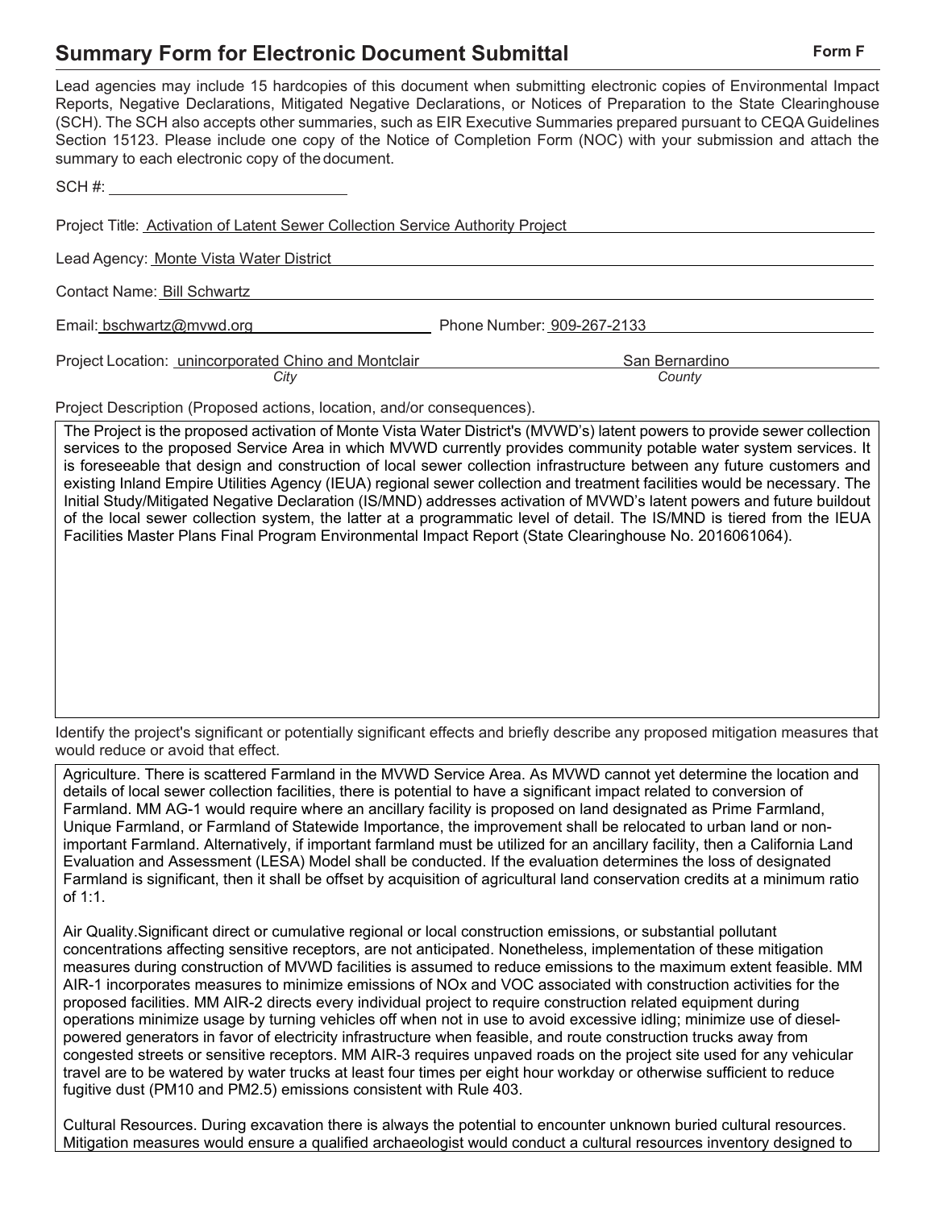# Summary Form for Electronic Document Submittal

**Form F**

Lead agencies may include 15 hardcopies of this document when submitting electronic copies of Environmental Impact Reports, Negative Declarations, Mitigated Negative Declarations, or Notices of Preparation to the State Clearinghouse (SCH). The SCH also accepts other summaries, such as EIR Executive Summaries prepared pursuant to CEQA Guidelines Section 15123. Please include one copy of the Notice of Completion Form (NOC) with your submission and attach the summary to each electronic copy of the document.

SCH #: ____________________________

Project Title: Activation of Latent Sewer Collection Service Authority Project

Lead Agency: Monte Vista Water District

Contact Name: Bill Schwartz

Email: bschwartz@mvwd.org Phone Number: 909-267-2133

Project Location: unincorporated Chino and Montclair (*City*) San Bernardino (*County*)

Project Description (Proposed actions, location, and/or consequences).

The Project is the proposed activation of Monte Vista Water District's (MVWD's) latent powers to provide sewer collection services to the proposed Service Area in which MVWD currently provides community potable water system services. It is foreseeable that design and construction of local sewer collection infrastructure between any future customers and existing Inland Empire Utilities Agency (IEUA) regional sewer collection and treatment facilities would be necessary. The Initial Study/Mitigated Negative Declaration (IS/MND) addresses activation of MVWD's latent powers and future buildout of the local sewer collection system, the latter at a programmatic level of detail. The IS/MND is tiered from the IEUA Facilities Master Plans Final Program Environmental Impact Report (State Clearinghouse No. 2016061064).

Identify the project's significant or potentially significant effects and briefly describe any proposed mitigation measures that would reduce or avoid that effect.

Agriculture. There is scattered Farmland in the MVWD Service Area. As MVWD cannot yet determine the location and details of local sewer collection facilities, there is potential to have a significant impact related to conversion of Farmland. MM AG-1 would require where an ancillary facility is proposed on land designated as Prime Farmland, Unique Farmland, or Farmland of Statewide Importance, the improvement shall be relocated to urban land or non-important Farmland. Alternatively, if important farmland must be utilized for an ancillary facility, then a California Land Evaluation and Assessment (LESA) Model shall be conducted. If the evaluation determines the loss of designated Farmland is significant, then it shall be offset by acquisition of agricultural land conservation credits at a minimum ratio of 1:1.

Air Quality.Significant direct or cumulative regional or local construction emissions, or substantial pollutant concentrations affecting sensitive receptors, are not anticipated. Nonetheless, implementation of these mitigation measures during construction of MVWD facilities is assumed to reduce emissions to the maximum extent feasible. MM AIR-1 incorporates measures to minimize emissions of NOx and VOC associated with construction activities for the proposed facilities. MM AIR-2 directs every individual project to require construction related equipment during operations minimize usage by turning vehicles off when not in use to avoid excessive idling; minimize use of diesel-powered generators in favor of electricity infrastructure when feasible, and route construction trucks away from congested streets or sensitive receptors. MM AIR-3 requires unpaved roads on the project site used for any vehicular travel are to be watered by water trucks at least four times per eight hour workday or otherwise sufficient to reduce fugitive dust (PM10 and PM2.5) emissions consistent with Rule 403.

Cultural Resources. During excavation there is always the potential to encounter unknown buried cultural resources. Mitigation measures would ensure a qualified archaeologist would conduct a cultural resources inventory designed to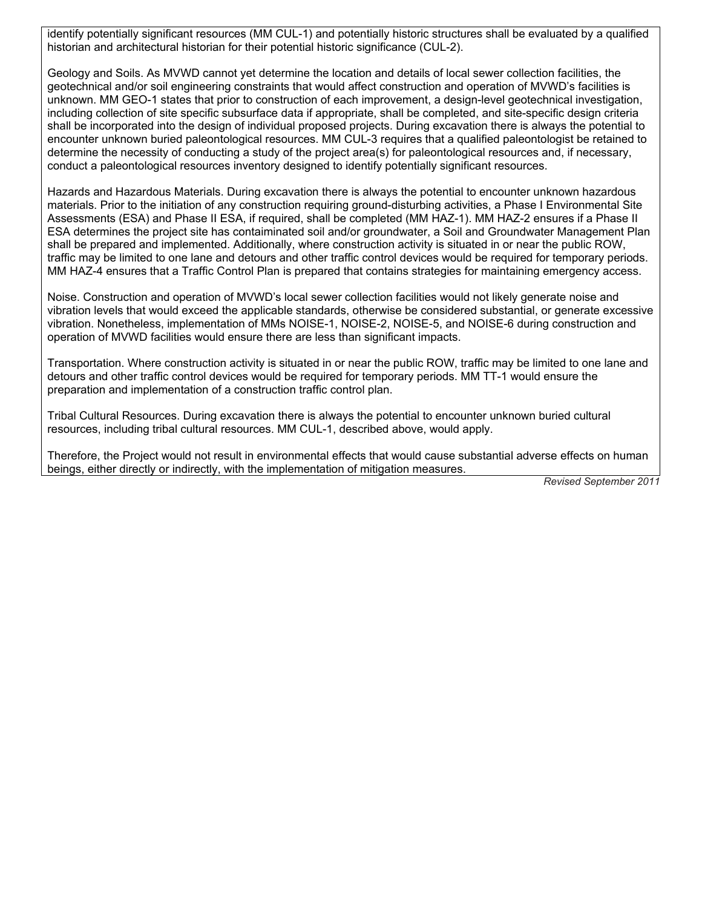identify potentially significant resources (MM CUL-1) and potentially historic structures shall be evaluated by a qualified historian and architectural historian for their potential historic significance (CUL-2).

Geology and Soils. As MVWD cannot yet determine the location and details of local sewer collection facilities, the geotechnical and/or soil engineering constraints that would affect construction and operation of MVWD's facilities is unknown. MM GEO-1 states that prior to construction of each improvement, a design-level geotechnical investigation, including collection of site specific subsurface data if appropriate, shall be completed, and site-specific design criteria shall be incorporated into the design of individual proposed projects. During excavation there is always the potential to encounter unknown buried paleontological resources. MM CUL-3 requires that a qualified paleontologist be retained to determine the necessity of conducting a study of the project area(s) for paleontological resources and, if necessary, conduct a paleontological resources inventory designed to identify potentially significant resources.

Hazards and Hazardous Materials. During excavation there is always the potential to encounter unknown hazardous materials. Prior to the initiation of any construction requiring ground-disturbing activities, a Phase I Environmental Site Assessments (ESA) and Phase II ESA, if required, shall be completed (MM HAZ-1). MM HAZ-2 ensures if a Phase II ESA determines the project site has contaiminated soil and/or groundwater, a Soil and Groundwater Management Plan shall be prepared and implemented. Additionally, where construction activity is situated in or near the public ROW, traffic may be limited to one lane and detours and other traffic control devices would be required for temporary periods. MM HAZ-4 ensures that a Traffic Control Plan is prepared that contains strategies for maintaining emergency access.

Noise. Construction and operation of MVWD's local sewer collection facilities would not likely generate noise and vibration levels that would exceed the applicable standards, otherwise be considered substantial, or generate excessive vibration. Nonetheless, implementation of MMs NOISE-1, NOISE-2, NOISE-5, and NOISE-6 during construction and operation of MVWD facilities would ensure there are less than significant impacts.

Transportation. Where construction activity is situated in or near the public ROW, traffic may be limited to one lane and detours and other traffic control devices would be required for temporary periods. MM TT-1 would ensure the preparation and implementation of a construction traffic control plan.

Tribal Cultural Resources. During excavation there is always the potential to encounter unknown buried cultural resources, including tribal cultural resources. MM CUL-1, described above, would apply.

Therefore, the Project would not result in environmental effects that would cause substantial adverse effects on human beings, either directly or indirectly, with the implementation of mitigation measures.

*Revised September 2011*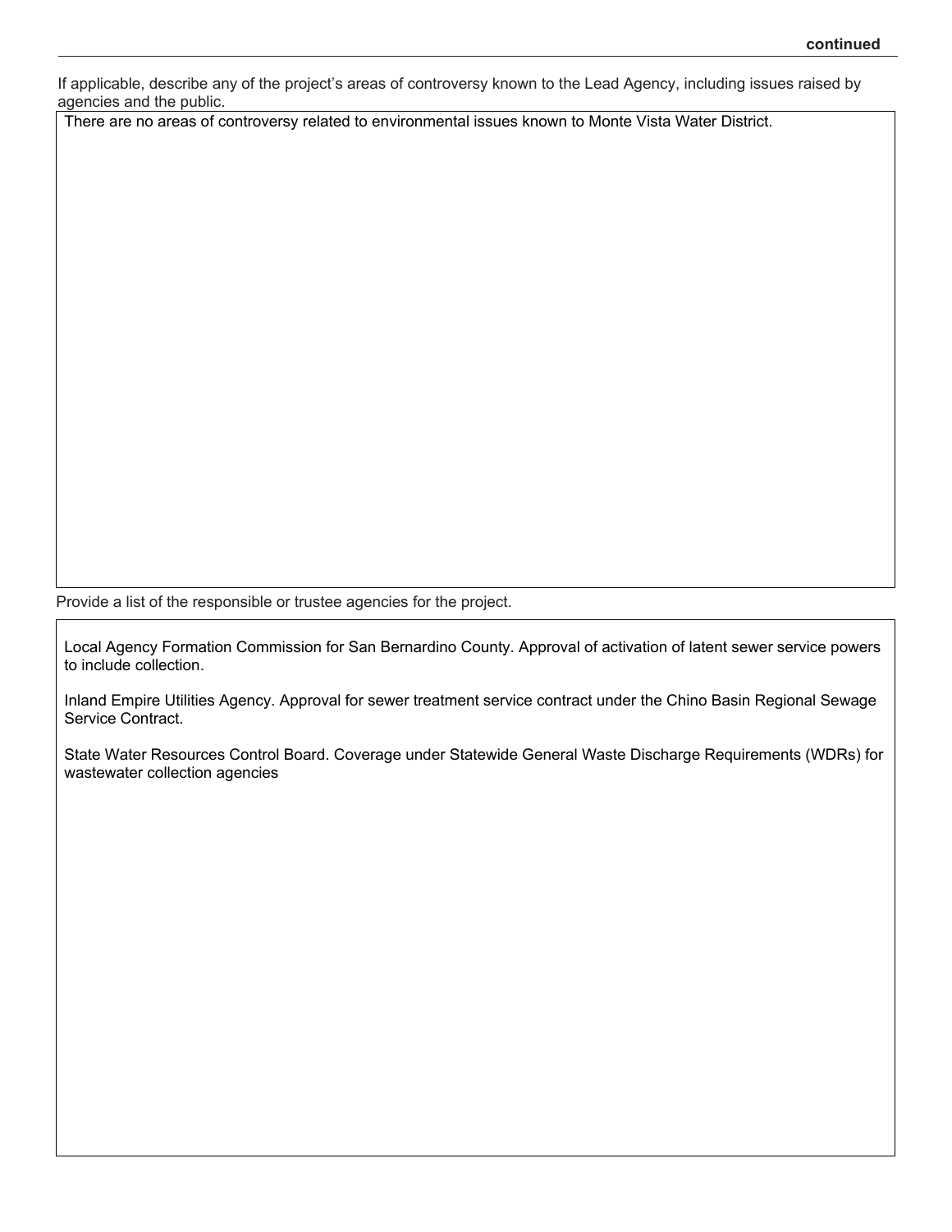If applicable, describe any of the project's areas of controversy known to the Lead Agency, including issues raised by agencies and the public.

There are no areas of controversy related to environmental issues known to Monte Vista Water District.

Provide a list of the responsible or trustee agencies for the project.

Local Agency Formation Commission for San Bernardino County. Approval of activation of latent sewer service powers to include collection.

Inland Empire Utilities Agency. Approval for sewer treatment service contract under the Chino Basin Regional Sewage Service Contract.

State Water Resources Control Board. Coverage under Statewide General Waste Discharge Requirements (WDRs) for wastewater collection agencies